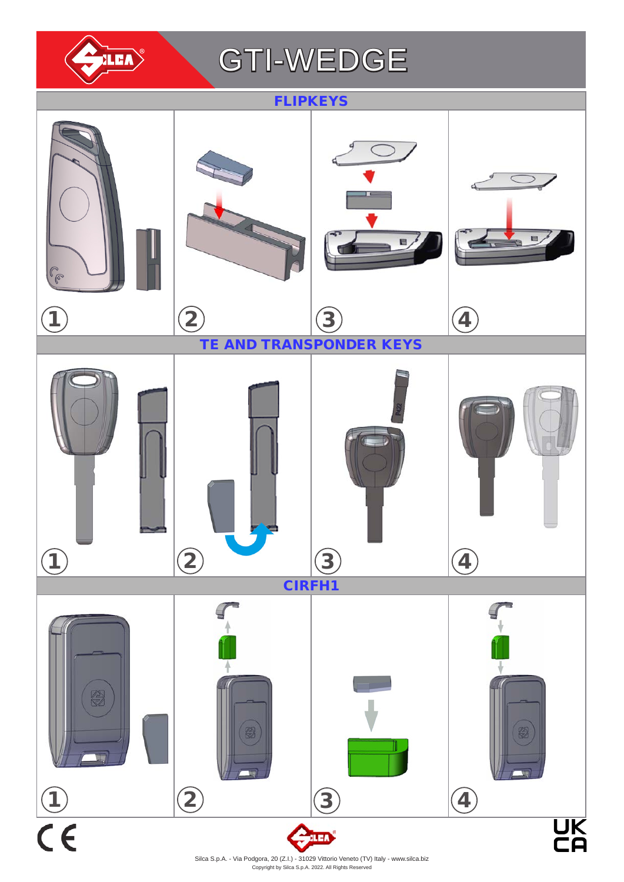# GTI-WEDGE

## FLIPKEYS

1 2 3 4

## TE AND TRANSPONDER KEYS

1 2 3 4

## CIRFH1

1 2 3 4

Silca S.p.A. - Via Podgora, 20 (Z.I.) - 31029 Vittorio Veneto (TV) Italy - www.silca.biz
Copyright by Silca S.p.A. 2022. All Rights Reserved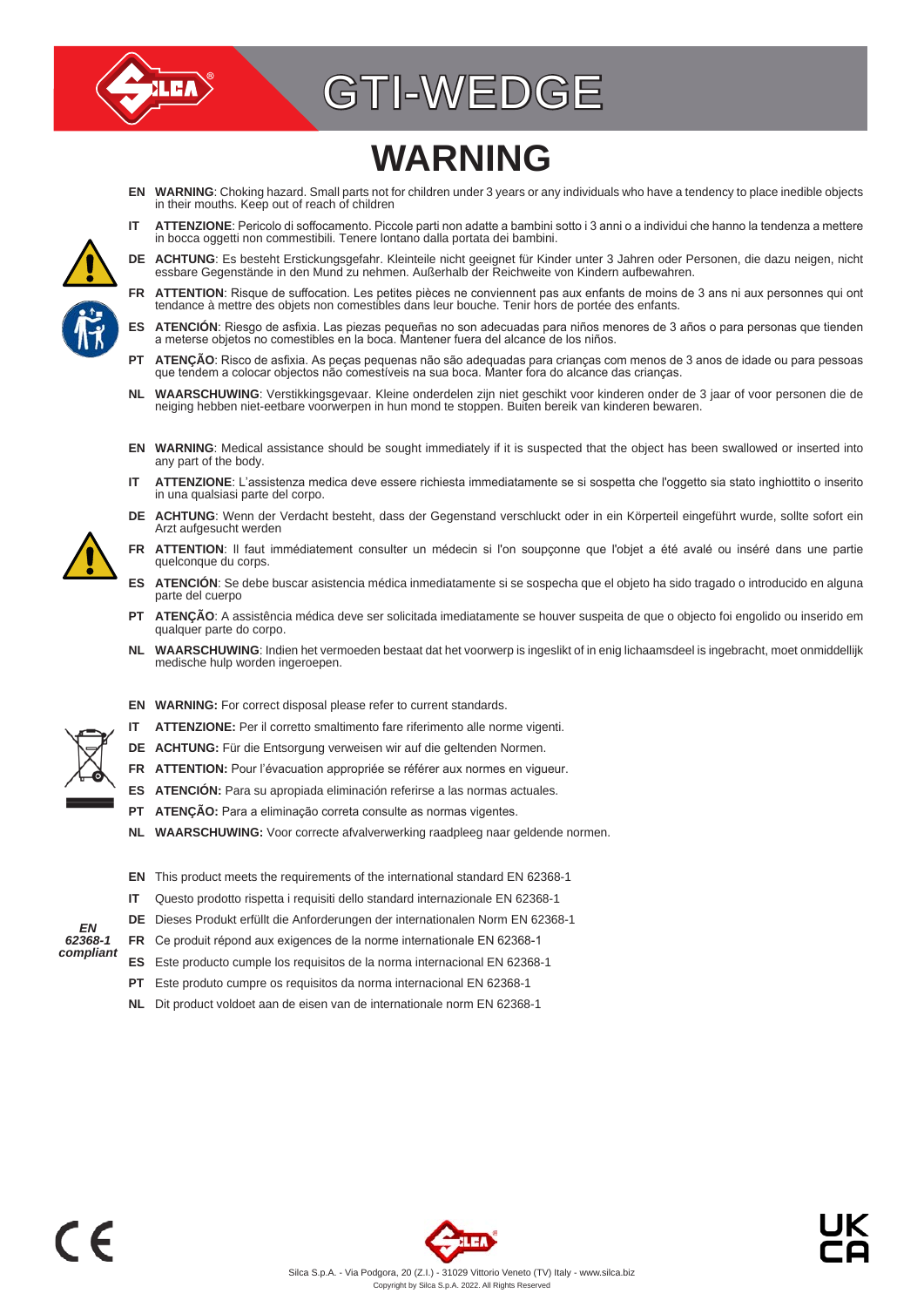# GTI-WEDGE

## WARNING

**EN** **WARNING**: Choking hazard. Small parts not for children under 3 years or any individuals who have a tendency to place inedible objects in their mouths. Keep out of reach of children

**IT** **ATTENZIONE**: Pericolo di soffocamento. Piccole parti non adatte a bambini sotto i 3 anni o a individui che hanno la tendenza a mettere in bocca oggetti non commestibili. Tenere lontano dalla portata dei bambini.

**DE** **ACHTUNG**: Es besteht Erstickungsgefahr. Kleinteile nicht geeignet für Kinder unter 3 Jahren oder Personen, die dazu neigen, nicht essbare Gegenstände in den Mund zu nehmen. Außerhalb der Reichweite von Kindern aufbewahren.

**FR** **ATTENTION**: Risque de suffocation. Les petites pièces ne conviennent pas aux enfants de moins de 3 ans ni aux personnes qui ont tendance à mettre des objets non comestibles dans leur bouche. Tenir hors de portée des enfants.

**ES** **ATENCIÓN**: Riesgo de asfixia. Las piezas pequeñas no son adecuadas para niños menores de 3 años o para personas que tienden a meterse objetos no comestibles en la boca. Mantener fuera del alcance de los niños.

**PT** **ATENÇÃO**: Risco de asfixia. As peças pequenas não são adequadas para crianças com menos de 3 anos de idade ou para pessoas que tendem a colocar objectos não comestíveis na sua boca. Manter fora do alcance das crianças.

**NL** **WAARSCHUWING**: Verstikkingsgevaar. Kleine onderdelen zijn niet geschikt voor kinderen onder de 3 jaar of voor personen die de neiging hebben niet-eetbare voorwerpen in hun mond te stoppen. Buiten bereik van kinderen bewaren.

**EN** **WARNING**: Medical assistance should be sought immediately if it is suspected that the object has been swallowed or inserted into any part of the body.

**IT** **ATTENZIONE**: L'assistenza medica deve essere richiesta immediatamente se si sospetta che l'oggetto sia stato inghiottito o inserito in una qualsiasi parte del corpo.

**DE** **ACHTUNG**: Wenn der Verdacht besteht, dass der Gegenstand verschluckt oder in ein Körperteil eingeführt wurde, sollte sofort ein Arzt aufgesucht werden

**FR** **ATTENTION**: Il faut immédiatement consulter un médecin si l'on soupçonne que l'objet a été avalé ou inséré dans une partie quelconque du corps.

**ES** **ATENCIÓN**: Se debe buscar asistencia médica inmediatamente si se sospecha que el objeto ha sido tragado o introducido en alguna parte del cuerpo

**PT** **ATENÇÃO**: A assistência médica deve ser solicitada imediatamente se houver suspeita de que o objecto foi engolido ou inserido em qualquer parte do corpo.

**NL** **WAARSCHUWING**: Indien het vermoeden bestaat dat het voorwerp is ingeslikt of in enig lichaamsdeel is ingebracht, moet onmiddellijk medische hulp worden ingeroepen.

**EN** **WARNING:** For correct disposal please refer to current standards.

**IT** **ATTENZIONE:** Per il corretto smaltimento fare riferimento alle norme vigenti.

**DE** **ACHTUNG:** Für die Entsorgung verweisen wir auf die geltenden Normen.

**FR** **ATTENTION:** Pour l'évacuation appropriée se référer aux normes en vigueur.

**ES** **ATENCIÓN:** Para su apropiada eliminación referirse a las normas actuales.

**PT** **ATENÇÃO:** Para a eliminação correta consulte as normas vigentes.

**NL** **WAARSCHUWING:** Voor correcte afvalverwerking raadpleeg naar geldende normen.

***EN 62368-1 compliant***

**EN** This product meets the requirements of the international standard EN 62368-1

**IT** Questo prodotto rispetta i requisiti dello standard internazionale EN 62368-1

**DE** Dieses Produkt erfüllt die Anforderungen der internationalen Norm EN 62368-1

**FR** Ce produit répond aux exigences de la norme internationale EN 62368-1

**ES** Este producto cumple los requisitos de la norma internacional EN 62368-1

**PT** Este produto cumpre os requisitos da norma internacional EN 62368-1

**NL** Dit product voldoet aan de eisen van de internationale norm EN 62368-1

Silca S.p.A. - Via Podgora, 20 (Z.I.) - 31029 Vittorio Veneto (TV) Italy - www.silca.biz
Copyright by Silca S.p.A. 2022. All Rights Reserved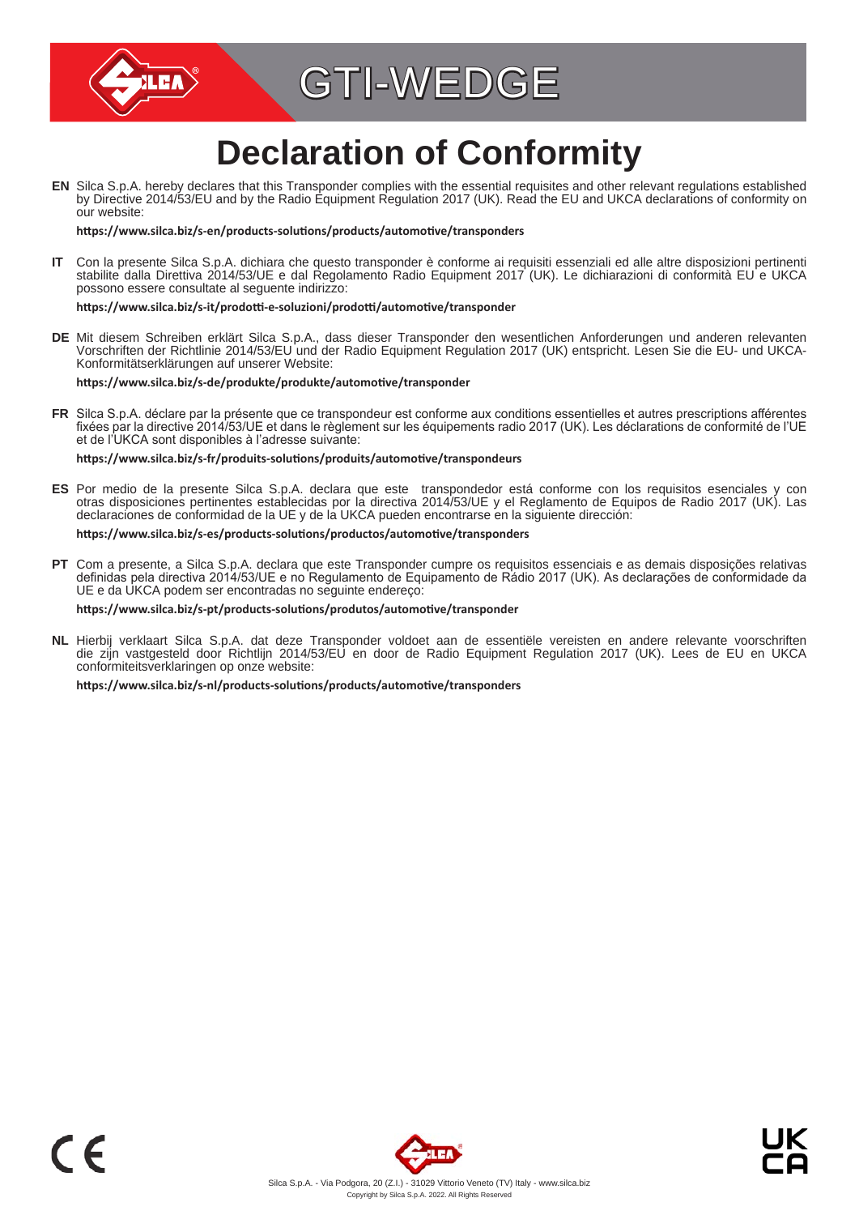# GTI-WEDGE

# Declaration of Conformity

**EN** Silca S.p.A. hereby declares that this Transponder complies with the essential requisites and other relevant regulations established by Directive 2014/53/EU and by the Radio Equipment Regulation 2017 (UK). Read the EU and UKCA declarations of conformity on our website:

**https://www.silca.biz/s-en/products-solutions/products/automotive/transponders**

**IT** Con la presente Silca S.p.A. dichiara che questo transponder è conforme ai requisiti essenziali ed alle altre disposizioni pertinenti stabilite dalla Direttiva 2014/53/UE e dal Regolamento Radio Equipment 2017 (UK). Le dichiarazioni di conformità EU e UKCA possono essere consultate al seguente indirizzo:

**https://www.silca.biz/s-it/prodotti-e-soluzioni/prodotti/automotive/transponder**

**DE** Mit diesem Schreiben erklärt Silca S.p.A., dass dieser Transponder den wesentlichen Anforderungen und anderen relevanten Vorschriften der Richtlinie 2014/53/EU und der Radio Equipment Regulation 2017 (UK) entspricht. Lesen Sie die EU- und UKCA-Konformitätserklärungen auf unserer Website:

**https://www.silca.biz/s-de/produkte/produkte/automotive/transponder**

**FR** Silca S.p.A. déclare par la présente que ce transpondeur est conforme aux conditions essentielles et autres prescriptions afférentes fixées par la directive 2014/53/UE et dans le règlement sur les équipements radio 2017 (UK). Les déclarations de conformité de l'UE et de l'UKCA sont disponibles à l'adresse suivante:

**https://www.silca.biz/s-fr/produits-solutions/produits/automotive/transpondeurs**

**ES** Por medio de la presente Silca S.p.A. declara que este transpondedor está conforme con los requisitos esenciales y con otras disposiciones pertinentes establecidas por la directiva 2014/53/UE y el Reglamento de Equipos de Radio 2017 (UK). Las declaraciones de conformidad de la UE y de la UKCA pueden encontrarse en la siguiente dirección:

**https://www.silca.biz/s-es/products-solutions/productos/automotive/transponders**

**PT** Com a presente, a Silca S.p.A. declara que este Transponder cumpre os requisitos essenciais e as demais disposições relativas definidas pela directiva 2014/53/UE e no Regulamento de Equipamento de Rádio 2017 (UK). As declarações de conformidade da UE e da UKCA podem ser encontradas no seguinte endereço:

**https://www.silca.biz/s-pt/products-solutions/produtos/automotive/transponder**

**NL** Hierbij verklaart Silca S.p.A. dat deze Transponder voldoet aan de essentiële vereisten en andere relevante voorschriften die zijn vastgesteld door Richtlijn 2014/53/EU en door de Radio Equipment Regulation 2017 (UK). Lees de EU en UKCA conformiteitsverklaringen op onze website:

**https://www.silca.biz/s-nl/products-solutions/products/automotive/transponders**

CE

UK CA

Silca S.p.A. - Via Podgora, 20 (Z.I.) - 31029 Vittorio Veneto (TV) Italy - www.silca.biz
Copyright by Silca S.p.A. 2022. All Rights Reserved